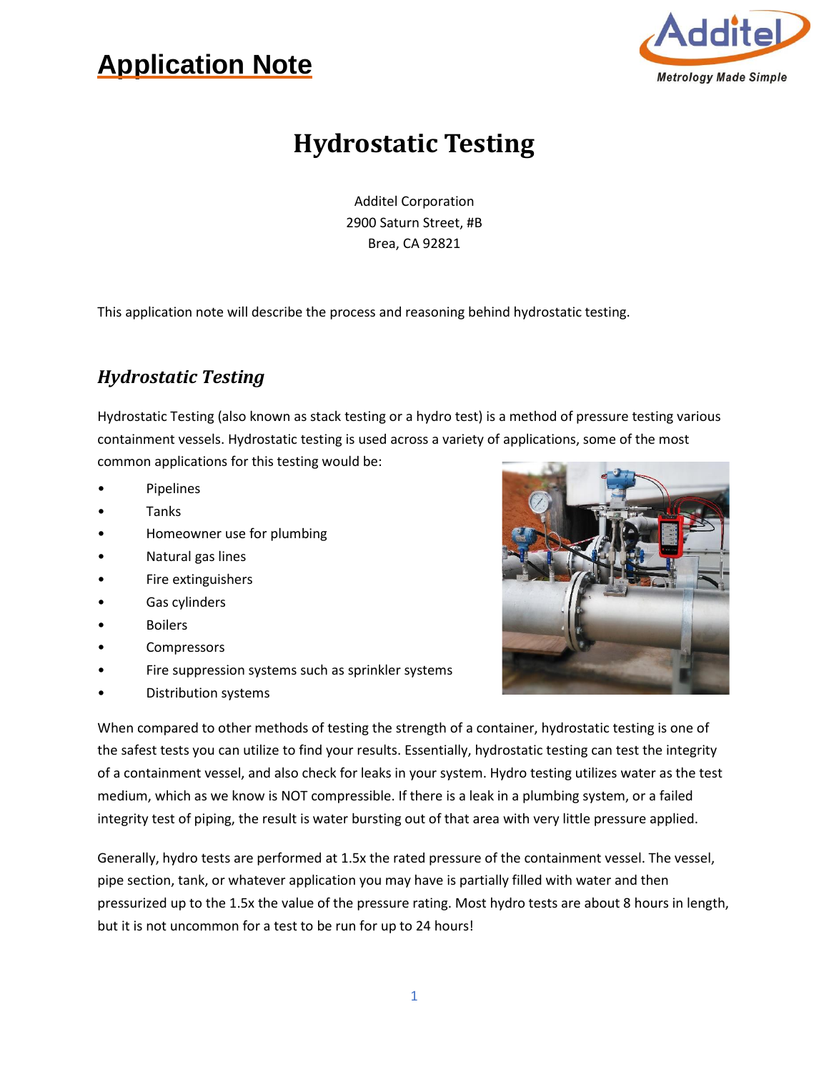# Application Note

# Hydrostatic Testing

Additel Corporation
2900 Saturn Street, #B
Brea, CA 92821

This application note will describe the process and reasoning behind hydrostatic testing.

## *Hydrostatic Testing*

Hydrostatic Testing (also known as stack testing or a hydro test) is a method of pressure testing various containment vessels. Hydrostatic testing is used across a variety of applications, some of the most common applications for this testing would be:

- Pipelines
- Tanks
- Homeowner use for plumbing
- Natural gas lines
- Fire extinguishers
- Gas cylinders
- Boilers
- Compressors
- Fire suppression systems such as sprinkler systems
- Distribution systems

When compared to other methods of testing the strength of a container, hydrostatic testing is one of the safest tests you can utilize to find your results. Essentially, hydrostatic testing can test the integrity of a containment vessel, and also check for leaks in your system. Hydro testing utilizes water as the test medium, which as we know is NOT compressible. If there is a leak in a plumbing system, or a failed integrity test of piping, the result is water bursting out of that area with very little pressure applied.

Generally, hydro tests are performed at 1.5x the rated pressure of the containment vessel. The vessel, pipe section, tank, or whatever application you may have is partially filled with water and then pressurized up to the 1.5x the value of the pressure rating. Most hydro tests are about 8 hours in length, but it is not uncommon for a test to be run for up to 24 hours!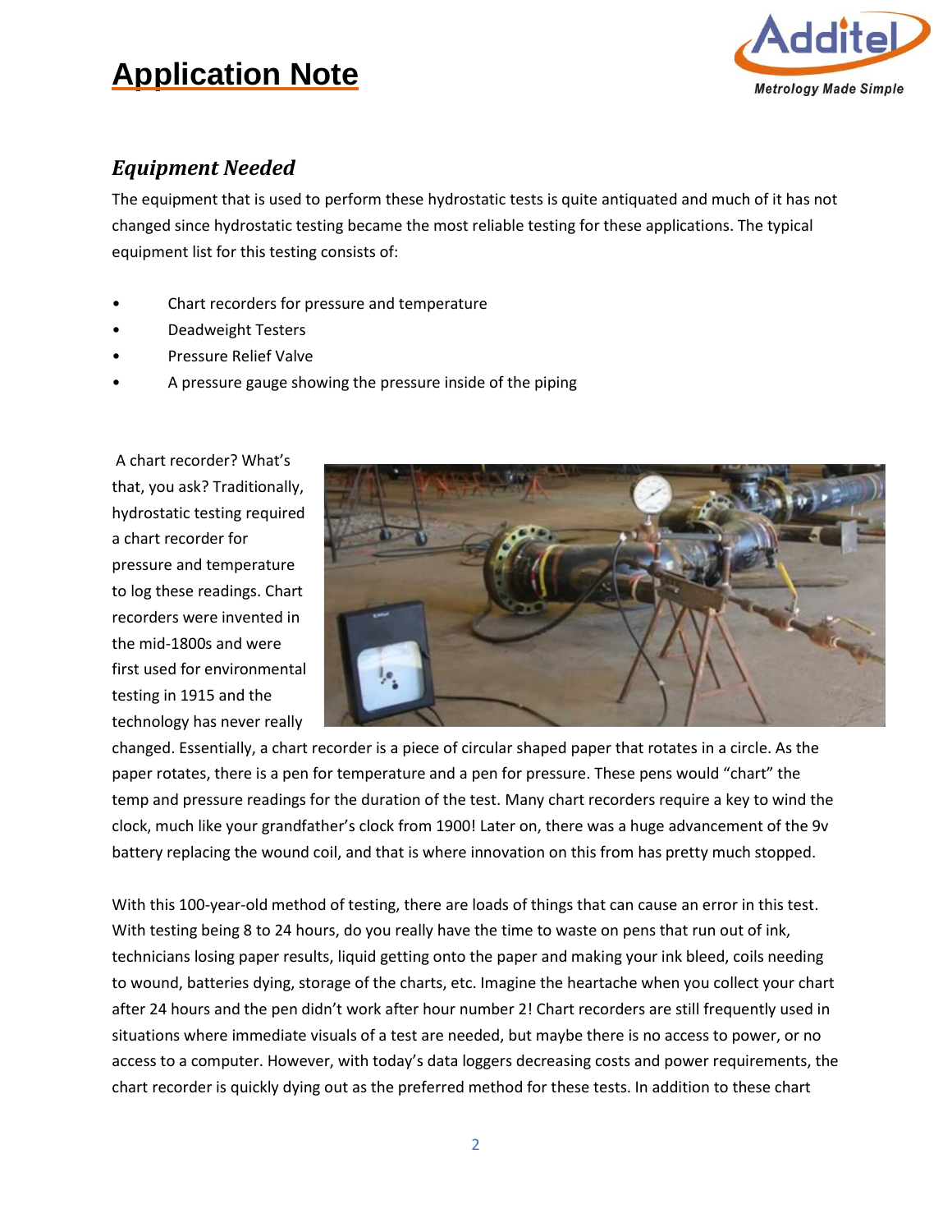## *Equipment Needed*

The equipment that is used to perform these hydrostatic tests is quite antiquated and much of it has not changed since hydrostatic testing became the most reliable testing for these applications. The typical equipment list for this testing consists of:

- Chart recorders for pressure and temperature
- Deadweight Testers
- Pressure Relief Valve
- A pressure gauge showing the pressure inside of the piping

A chart recorder? What's that, you ask? Traditionally, hydrostatic testing required a chart recorder for pressure and temperature to log these readings. Chart recorders were invented in the mid-1800s and were first used for environmental testing in 1915 and the technology has never really changed. Essentially, a chart recorder is a piece of circular shaped paper that rotates in a circle. As the paper rotates, there is a pen for temperature and a pen for pressure. These pens would "chart" the temp and pressure readings for the duration of the test. Many chart recorders require a key to wind the clock, much like your grandfather's clock from 1900! Later on, there was a huge advancement of the 9v battery replacing the wound coil, and that is where innovation on this from has pretty much stopped.

With this 100-year-old method of testing, there are loads of things that can cause an error in this test. With testing being 8 to 24 hours, do you really have the time to waste on pens that run out of ink, technicians losing paper results, liquid getting onto the paper and making your ink bleed, coils needing to wound, batteries dying, storage of the charts, etc. Imagine the heartache when you collect your chart after 24 hours and the pen didn't work after hour number 2! Chart recorders are still frequently used in situations where immediate visuals of a test are needed, but maybe there is no access to power, or no access to a computer. However, with today's data loggers decreasing costs and power requirements, the chart recorder is quickly dying out as the preferred method for these tests. In addition to these chart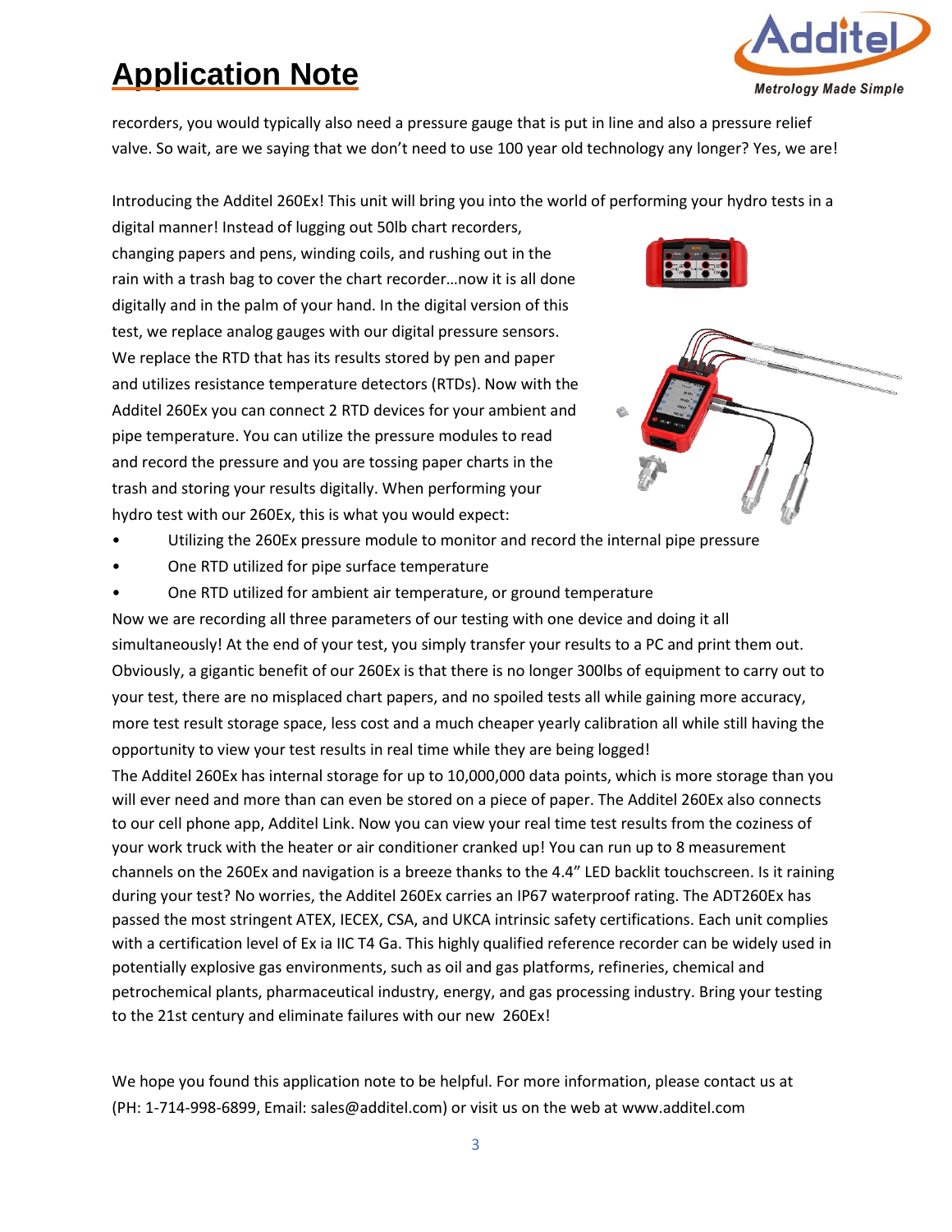recorders, you would typically also need a pressure gauge that is put in line and also a pressure relief valve. So wait, are we saying that we don't need to use 100 year old technology any longer? Yes, we are!

Introducing the Additel 260Ex! This unit will bring you into the world of performing your hydro tests in a digital manner! Instead of lugging out 50lb chart recorders, changing papers and pens, winding coils, and rushing out in the rain with a trash bag to cover the chart recorder…now it is all done digitally and in the palm of your hand. In the digital version of this test, we replace analog gauges with our digital pressure sensors. We replace the RTD that has its results stored by pen and paper and utilizes resistance temperature detectors (RTDs). Now with the Additel 260Ex you can connect 2 RTD devices for your ambient and pipe temperature. You can utilize the pressure modules to read and record the pressure and you are tossing paper charts in the trash and storing your results digitally. When performing your hydro test with our 260Ex, this is what you would expect:

- Utilizing the 260Ex pressure module to monitor and record the internal pipe pressure
- One RTD utilized for pipe surface temperature
- One RTD utilized for ambient air temperature, or ground temperature

Now we are recording all three parameters of our testing with one device and doing it all simultaneously! At the end of your test, you simply transfer your results to a PC and print them out. Obviously, a gigantic benefit of our 260Ex is that there is no longer 300lbs of equipment to carry out to your test, there are no misplaced chart papers, and no spoiled tests all while gaining more accuracy, more test result storage space, less cost and a much cheaper yearly calibration all while still having the opportunity to view your test results in real time while they are being logged!

The Additel 260Ex has internal storage for up to 10,000,000 data points, which is more storage than you will ever need and more than can even be stored on a piece of paper. The Additel 260Ex also connects to our cell phone app, Additel Link. Now you can view your real time test results from the coziness of your work truck with the heater or air conditioner cranked up! You can run up to 8 measurement channels on the 260Ex and navigation is a breeze thanks to the 4.4" LED backlit touchscreen. Is it raining during your test? No worries, the Additel 260Ex carries an IP67 waterproof rating. The ADT260Ex has passed the most stringent ATEX, IECEX, CSA, and UKCA intrinsic safety certifications. Each unit complies with a certification level of Ex ia IIC T4 Ga. This highly qualified reference recorder can be widely used in potentially explosive gas environments, such as oil and gas platforms, refineries, chemical and petrochemical plants, pharmaceutical industry, energy, and gas processing industry. Bring your testing to the 21st century and eliminate failures with our new 260Ex!

We hope you found this application note to be helpful. For more information, please contact us at (PH: 1-714-998-6899, Email: sales@additel.com) or visit us on the web at www.additel.com